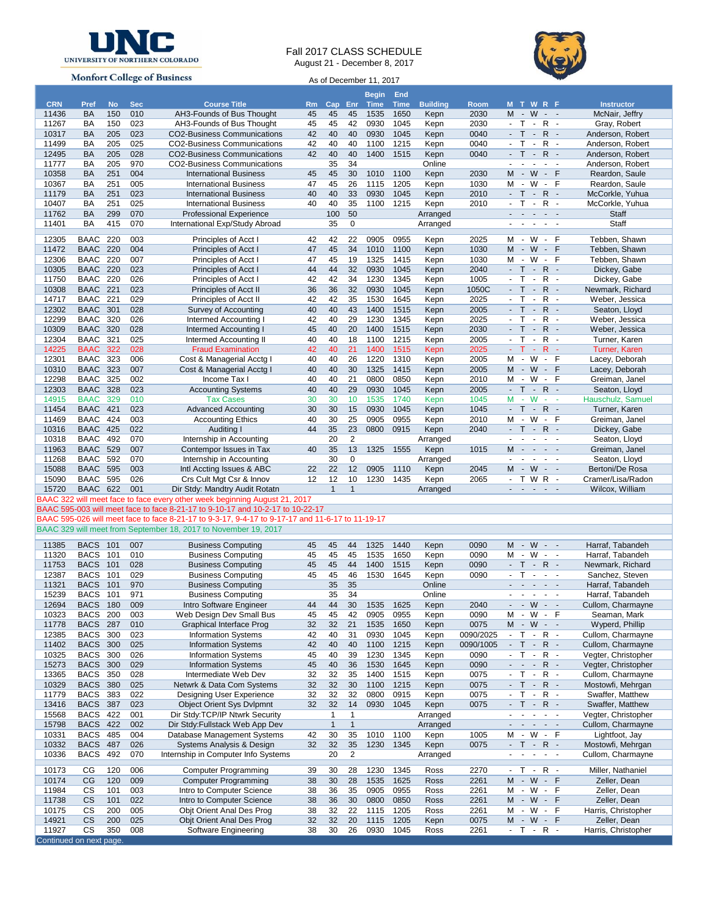**UNC UNIVERSITY OF NORTHERN COLORADO**

**Monfort College of Business**

# Fall 2017 CLASS SCHEDULE

August 21 - December 8, 2017

As of December 11, 2017

| CRN | Pref | No | Sec | Course Title | Rm | Cap | Enr | Begin Time | End Time | Building | Room | M T W R F | Instructor |
|---|---|---|---|---|---|---|---|---|---|---|---|---|---|
| 11436 | BA | 150 | 010 | AH3-Founds of Bus Thought | 45 | 45 | 45 | 1535 | 1650 | Kepn | 2030 | M - W - - | McNair, Jeffry |
| 11267 | BA | 150 | 023 | AH3-Founds of Bus Thought | 45 | 45 | 42 | 0930 | 1045 | Kepn | 2030 | - T - R - | Gray, Robert |
| 10317 | BA | 205 | 023 | CO2-Business Communications | 42 | 40 | 40 | 0930 | 1045 | Kepn | 0040 | - T - R - | Anderson, Robert |
| 11499 | BA | 205 | 025 | CO2-Business Communications | 42 | 40 | 40 | 1100 | 1215 | Kepn | 0040 | - T - R - | Anderson, Robert |
| 12495 | BA | 205 | 028 | CO2-Business Communications | 42 | 40 | 40 | 1400 | 1515 | Kepn | 0040 | - T - R - | Anderson, Robert |
| 11777 | BA | 205 | 970 | CO2-Business Communications | | 35 | 34 | | | Online | | - - - - - | Anderson, Robert |
| 10358 | BA | 251 | 004 | International Business | 45 | 45 | 30 | 1010 | 1100 | Kepn | 2030 | M - W - F | Reardon, Saule |
| 10367 | BA | 251 | 005 | International Business | 47 | 45 | 26 | 1115 | 1205 | Kepn | 1030 | M - W - F | Reardon, Saule |
| 11179 | BA | 251 | 023 | International Business | 40 | 40 | 33 | 0930 | 1045 | Kepn | 2010 | - T - R - | McCorkle, Yuhua |
| 10407 | BA | 251 | 025 | International Business | 40 | 40 | 35 | 1100 | 1215 | Kepn | 2010 | - T - R - | McCorkle, Yuhua |
| 11762 | BA | 299 | 070 | Professional Experience | | 100 | 50 | | | Arranged | | - - - - - | Staff |
| 11401 | BA | 415 | 070 | International Exp/Study Abroad | | 35 | 0 | | | Arranged | | - - - - - | Staff |
| | | | | | | | | | | | | | |
| 12305 | BAAC | 220 | 003 | Principles of Acct I | 42 | 42 | 22 | 0905 | 0955 | Kepn | 2025 | M - W - F | Tebben, Shawn |
| 11472 | BAAC | 220 | 004 | Principles of Acct I | 47 | 45 | 34 | 1010 | 1100 | Kepn | 1030 | M - W - F | Tebben, Shawn |
| 12306 | BAAC | 220 | 007 | Principles of Acct I | 47 | 45 | 19 | 1325 | 1415 | Kepn | 1030 | M - W - F | Tebben, Shawn |
| 10305 | BAAC | 220 | 023 | Principles of Acct I | 44 | 44 | 32 | 0930 | 1045 | Kepn | 2040 | - T - R - | Dickey, Gabe |
| 11750 | BAAC | 220 | 026 | Principles of Acct I | 42 | 42 | 34 | 1230 | 1345 | Kepn | 1005 | - T - R - | Dickey, Gabe |
| 10308 | BAAC | 221 | 023 | Principles of Acct II | 36 | 36 | 32 | 0930 | 1045 | Kepn | 1050C | - T - R - | Newmark, Richard |
| 14717 | BAAC | 221 | 029 | Principles of Acct II | 42 | 42 | 35 | 1530 | 1645 | Kepn | 2025 | - T - R - | Weber, Jessica |
| 12302 | BAAC | 301 | 028 | Survey of Accounting | 40 | 40 | 43 | 1400 | 1515 | Kepn | 2005 | - T - R - | Seaton, Lloyd |
| 12299 | BAAC | 320 | 026 | Intermed Accounting I | 42 | 40 | 29 | 1230 | 1345 | Kepn | 2025 | - T - R - | Weber, Jessica |
| 10309 | BAAC | 320 | 028 | Intermed Accounting I | 45 | 40 | 20 | 1400 | 1515 | Kepn | 2030 | - T - R - | Weber, Jessica |
| 12304 | BAAC | 321 | 025 | Intermed Accounting II | 40 | 40 | 18 | 1100 | 1215 | Kepn | 2005 | - T - R - | Turner, Karen |
| 14225 | BAAC | 322 | 028 | Fraud Examination | 42 | 40 | 21 | 1400 | 1515 | Kepn | 2025 | - T - R - | Turner, Karen |
| 12301 | BAAC | 323 | 006 | Cost & Managerial Acctg I | 40 | 40 | 26 | 1220 | 1310 | Kepn | 2005 | M - W - F | Lacey, Deborah |
| 10310 | BAAC | 323 | 007 | Cost & Managerial Acctg I | 40 | 40 | 30 | 1325 | 1415 | Kepn | 2005 | M - W - F | Lacey, Deborah |
| 12298 | BAAC | 325 | 002 | Income Tax I | 40 | 40 | 21 | 0800 | 0850 | Kepn | 2010 | M - W - F | Greiman, Janel |
| 12303 | BAAC | 328 | 023 | Accounting Systems | 40 | 40 | 29 | 0930 | 1045 | Kepn | 2005 | - T - R - | Seaton, Lloyd |
| 14915 | BAAC | 329 | 010 | Tax Cases | 30 | 30 | 10 | 1535 | 1740 | Kepn | 1045 | M - W - - | Hauschulz, Samuel |
| 11454 | BAAC | 421 | 023 | Advanced Accounting | 30 | 30 | 15 | 0930 | 1045 | Kepn | 1045 | - T - R - | Turner, Karen |
| 11469 | BAAC | 424 | 003 | Accounting Ethics | 40 | 30 | 25 | 0905 | 0955 | Kepn | 2010 | M - W - F | Greiman, Janel |
| 10316 | BAAC | 425 | 022 | Auditing I | 44 | 35 | 23 | 0800 | 0915 | Kepn | 2040 | - T - R - | Dickey, Gabe |
| 10318 | BAAC | 492 | 070 | Internship in Accounting | | 20 | 2 | | | Arranged | | - - - - - | Seaton, Lloyd |
| 11963 | BAAC | 529 | 007 | Contempor Issues in Tax | 40 | 35 | 13 | 1325 | 1555 | Kepn | 1015 | M - - - - | Greiman, Janel |
| 11268 | BAAC | 592 | 070 | Internship in Accounting | | 30 | 0 | | | Arranged | | - - - - - | Seaton, Lloyd |
| 15088 | BAAC | 595 | 003 | Intl Accting Issues & ABC | 22 | 22 | 12 | 0905 | 1110 | Kepn | 2045 | M - W - - | Bertoni/De Rosa |
| 15090 | BAAC | 595 | 026 | Crs Cult Mgt Csr & Innov | 12 | 12 | 10 | 1230 | 1435 | Kepn | 2065 | - T W R - | Cramer/Lisa/Radon |
| 15720 | BAAC | 622 | 001 | Dir Stdy: Mandtry Audit Rotatn | | 1 | 1 | | | Arranged | | - - - - - | Wilcox, William |

BAAC 322 will meet face to face every other week beginning August 21, 2017

BAAC 595-003 will meet face to face 8-21-17 to 9-10-17 and 10-2-17 to 10-22-17

BAAC 595-026 will meet face to face 8-21-17 to 9-3-17, 9-4-17 to 9-17-17 and 11-6-17 to 11-19-17

BAAC 329 will meet from September 18, 2017 to November 19, 2017

| CRN | Pref | No | Sec | Course Title | Rm | Cap | Enr | Begin Time | End Time | Building | Room | M T W R F | Instructor |
|---|---|---|---|---|---|---|---|---|---|---|---|---|---|
| 11385 | BACS | 101 | 007 | Business Computing | 45 | 45 | 44 | 1325 | 1440 | Kepn | 0090 | M - W - - | Harraf, Tabandeh |
| 11320 | BACS | 101 | 010 | Business Computing | 45 | 45 | 45 | 1535 | 1650 | Kepn | 0090 | M - W - - | Harraf, Tabandeh |
| 11753 | BACS | 101 | 028 | Business Computing | 45 | 45 | 44 | 1400 | 1515 | Kepn | 0090 | - T - R - | Newmark, Richard |
| 12387 | BACS | 101 | 029 | Business Computing | 45 | 45 | 46 | 1530 | 1645 | Kepn | 0090 | - T - - - | Sanchez, Steven |
| 11321 | BACS | 101 | 970 | Business Computing | | 35 | 35 | | | Online | | - - - - - | Harraf, Tabandeh |
| 15239 | BACS | 101 | 971 | Business Computing | | 35 | 34 | | | Online | | - - - - - | Harraf, Tabandeh |
| 12694 | BACS | 180 | 009 | Intro Software Engineer | 44 | 44 | 30 | 1535 | 1625 | Kepn | 2040 | - - W - - | Cullom, Charmayne |
| 10323 | BACS | 200 | 003 | Web Design Dev Small Bus | 45 | 45 | 42 | 0905 | 0955 | Kepn | 0090 | M - W - F | Seaman, Mark |
| 11778 | BACS | 287 | 010 | Graphical Interface Prog | 32 | 32 | 21 | 1535 | 1650 | Kepn | 0075 | M - W - - | Wyperd, Phillip |
| 12385 | BACS | 300 | 023 | Information Systems | 42 | 40 | 31 | 0930 | 1045 | Kepn | 0090/2025 | - T - R - | Cullom, Charmayne |
| 11402 | BACS | 300 | 025 | Information Systems | 42 | 40 | 40 | 1100 | 1215 | Kepn | 0090/1005 | - T - R - | Cullom, Charmayne |
| 10325 | BACS | 300 | 026 | Information Systems | 45 | 40 | 39 | 1230 | 1345 | Kepn | 0090 | - T - R - | Vegter, Christopher |
| 15273 | BACS | 300 | 029 | Information Systems | 45 | 40 | 36 | 1530 | 1645 | Kepn | 0090 | - - - R - | Vegter, Christopher |
| 13365 | BACS | 350 | 028 | Intermediate Web Dev | 32 | 32 | 35 | 1400 | 1515 | Kepn | 0075 | - T - R - | Cullom, Charmayne |
| 10329 | BACS | 380 | 025 | Netwrk & Data Com Systems | 32 | 32 | 30 | 1100 | 1215 | Kepn | 0075 | - T - R - | Mostowfi, Mehrgan |
| 11779 | BACS | 383 | 022 | Designing User Experience | 32 | 32 | 32 | 0800 | 0915 | Kepn | 0075 | - T - R - | Swaffer, Matthew |
| 13416 | BACS | 387 | 023 | Object Orient Sys Dvlpmnt | 32 | 32 | 14 | 0930 | 1045 | Kepn | 0075 | - T - R - | Swaffer, Matthew |
| 15568 | BACS | 422 | 001 | Dir Stdy:TCP/IP Ntwrk Security | | 1 | 1 | | | Arranged | | - - - - - | Vegter, Christopher |
| 15798 | BACS | 422 | 002 | Dir Stdy:Fullstack Web App Dev | | 1 | 1 | | | Arranged | | - - - - - | Cullom, Charmayne |
| 10331 | BACS | 485 | 004 | Database Management Systems | 42 | 30 | 35 | 1010 | 1100 | Kepn | 1005 | M - W - F | Lightfoot, Jay |
| 10332 | BACS | 487 | 026 | Systems Analysis & Design | 32 | 32 | 35 | 1230 | 1345 | Kepn | 0075 | - T - R - | Mostowfi, Mehrgan |
| 10336 | BACS | 492 | 070 | Internship in Computer Info Systems | | 20 | 2 | | | Arranged | | - - - - - | Cullom, Charmayne |
| | | | | | | | | | | | | | |
| 10173 | CG | 120 | 006 | Computer Programming | 39 | 30 | 28 | 1230 | 1345 | Ross | 2270 | - T - R - | Miller, Nathaniel |
| 10174 | CG | 120 | 009 | Computer Programming | 38 | 30 | 28 | 1535 | 1625 | Ross | 2261 | M - W - F | Zeller, Dean |
| 11984 | CS | 101 | 003 | Intro to Computer Science | 38 | 36 | 35 | 0905 | 0955 | Ross | 2261 | M - W - F | Zeller, Dean |
| 11738 | CS | 101 | 022 | Intro to Computer Science | 38 | 36 | 30 | 0800 | 0850 | Ross | 2261 | M - W - F | Zeller, Dean |
| 10175 | CS | 200 | 005 | Objt Orient Anal Des Prog | 38 | 32 | 22 | 1115 | 1205 | Ross | 2261 | M - W - F | Harris, Christopher |
| 14921 | CS | 200 | 025 | Objt Orient Anal Des Prog | 32 | 32 | 20 | 1115 | 1205 | Kepn | 0075 | M - W - F | Zeller, Dean |
| 11927 | CS | 350 | 008 | Software Engineering | 38 | 30 | 26 | 0930 | 1045 | Ross | 2261 | - T - R - | Harris, Christopher |

Continued on next page.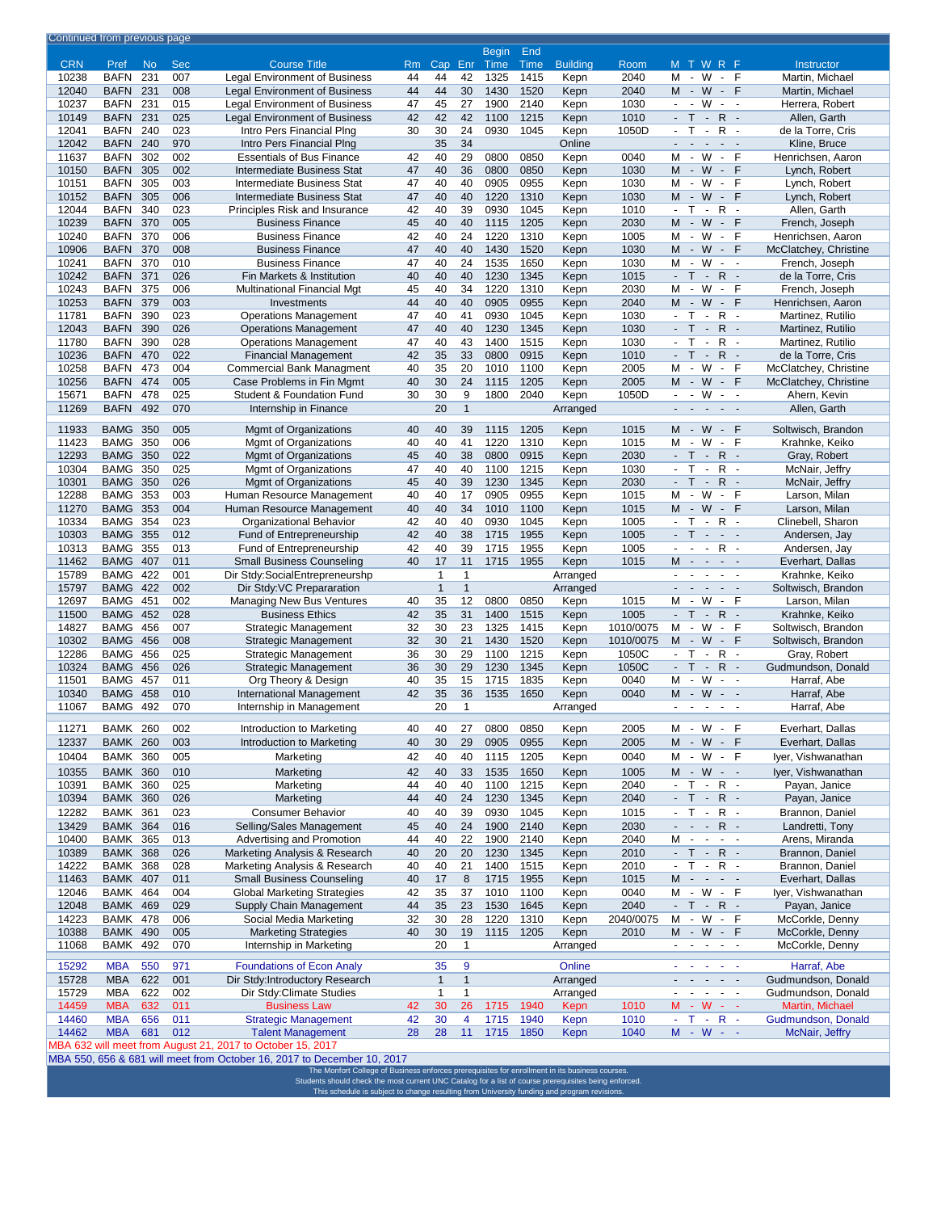Continued from previous page

| CRN | Pref | No | Sec | Course Title | Rm | Cap | Enr | Begin Time | End Time | Building | Room | M T W R F | Instructor |
|---|---|---|---|---|---|---|---|---|---|---|---|---|---|
| 10238 | BAFN | 231 | 007 | Legal Environment of Business | 44 | 44 | 42 | 1325 | 1415 | Kepn | 2040 | M - W - F | Martin, Michael |
| 12040 | BAFN | 231 | 008 | Legal Environment of Business | 44 | 44 | 30 | 1430 | 1520 | Kepn | 2040 | M - W - F | Martin, Michael |
| 10237 | BAFN | 231 | 015 | Legal Environment of Business | 47 | 45 | 27 | 1900 | 2140 | Kepn | 1030 | - - W - - | Herrera, Robert |
| 10149 | BAFN | 231 | 025 | Legal Environment of Business | 42 | 42 | 42 | 1100 | 1215 | Kepn | 1010 | - T - R - | Allen, Garth |
| 12041 | BAFN | 240 | 023 | Intro Pers Financial Plng | 30 | 30 | 24 | 0930 | 1045 | Kepn | 1050D | - T - R - | de la Torre, Cris |
| 12042 | BAFN | 240 | 970 | Intro Pers Financial Plng | | 35 | 34 | | | Online | | - - - - - | Kline, Bruce |
| 11637 | BAFN | 302 | 002 | Essentials of Bus Finance | 42 | 40 | 29 | 0800 | 0850 | Kepn | 0040 | M - W - F | Henrichsen, Aaron |
| 10150 | BAFN | 305 | 002 | Intermediate Business Stat | 47 | 40 | 36 | 0800 | 0850 | Kepn | 1030 | M - W - F | Lynch, Robert |
| 10151 | BAFN | 305 | 003 | Intermediate Business Stat | 47 | 40 | 40 | 0905 | 0955 | Kepn | 1030 | M - W - F | Lynch, Robert |
| 10152 | BAFN | 305 | 006 | Intermediate Business Stat | 47 | 40 | 40 | 1220 | 1310 | Kepn | 1030 | M - W - F | Lynch, Robert |
| 12044 | BAFN | 340 | 023 | Principles Risk and Insurance | 42 | 40 | 39 | 0930 | 1045 | Kepn | 1010 | - T - R - | Allen, Garth |
| 10239 | BAFN | 370 | 005 | Business Finance | 45 | 40 | 40 | 1115 | 1205 | Kepn | 2030 | M - W - F | French, Joseph |
| 10240 | BAFN | 370 | 006 | Business Finance | 42 | 40 | 24 | 1220 | 1310 | Kepn | 1005 | M - W - F | Henrichsen, Aaron |
| 10906 | BAFN | 370 | 008 | Business Finance | 47 | 40 | 40 | 1430 | 1520 | Kepn | 1030 | M - W - F | McClatchey, Christine |
| 10241 | BAFN | 370 | 010 | Business Finance | 47 | 40 | 24 | 1535 | 1650 | Kepn | 1030 | M - W - - | French, Joseph |
| 10242 | BAFN | 371 | 026 | Fin Markets & Institution | 40 | 40 | 40 | 1230 | 1345 | Kepn | 1015 | - T - R - | de la Torre, Cris |
| 10243 | BAFN | 375 | 006 | Multinational Financial Mgt | 45 | 40 | 34 | 1220 | 1310 | Kepn | 2030 | M - W - F | French, Joseph |
| 10253 | BAFN | 379 | 003 | Investments | 44 | 40 | 40 | 0905 | 0955 | Kepn | 2040 | M - W - F | Henrichsen, Aaron |
| 11781 | BAFN | 390 | 023 | Operations Management | 47 | 40 | 41 | 0930 | 1045 | Kepn | 1030 | - T - R - | Martinez, Rutilio |
| 12043 | BAFN | 390 | 026 | Operations Management | 47 | 40 | 40 | 1230 | 1345 | Kepn | 1030 | - T - R - | Martinez, Rutilio |
| 11780 | BAFN | 390 | 028 | Operations Management | 47 | 40 | 43 | 1400 | 1515 | Kepn | 1030 | - T - R - | Martinez, Rutilio |
| 10236 | BAFN | 470 | 022 | Financial Management | 42 | 35 | 33 | 0800 | 0915 | Kepn | 1010 | - T - R - | de la Torre, Cris |
| 10258 | BAFN | 473 | 004 | Commercial Bank Managment | 40 | 35 | 20 | 1010 | 1100 | Kepn | 2005 | M - W - F | McClatchey, Christine |
| 10256 | BAFN | 474 | 005 | Case Problems in Fin Mgmt | 40 | 30 | 24 | 1115 | 1205 | Kepn | 2005 | M - W - F | McClatchey, Christine |
| 15671 | BAFN | 478 | 025 | Student & Foundation Fund | 30 | 30 | 9 | 1800 | 2040 | Kepn | 1050D | - - W - - | Ahern, Kevin |
| 11269 | BAFN | 492 | 070 | Internship in Finance | | 20 | 1 | | | Arranged | | - - - - - | Allen, Garth |
| 11933 | BAMG | 350 | 005 | Mgmt of Organizations | 40 | 40 | 39 | 1115 | 1205 | Kepn | 1015 | M - W - F | Soltwisch, Brandon |
| 11423 | BAMG | 350 | 006 | Mgmt of Organizations | 40 | 40 | 41 | 1220 | 1310 | Kepn | 1015 | M - W - F | Krahnke, Keiko |
| 12293 | BAMG | 350 | 022 | Mgmt of Organizations | 45 | 40 | 38 | 0800 | 0915 | Kepn | 2030 | - T - R - | Gray, Robert |
| 10304 | BAMG | 350 | 025 | Mgmt of Organizations | 47 | 40 | 40 | 1100 | 1215 | Kepn | 1030 | - T - R - | McNair, Jeffry |
| 10301 | BAMG | 350 | 026 | Mgmt of Organizations | 45 | 40 | 39 | 1230 | 1345 | Kepn | 2030 | - T - R - | McNair, Jeffry |
| 12288 | BAMG | 353 | 003 | Human Resource Management | 40 | 40 | 17 | 0905 | 0955 | Kepn | 1015 | M - W - F | Larson, Milan |
| 11270 | BAMG | 353 | 004 | Human Resource Management | 40 | 40 | 34 | 1010 | 1100 | Kepn | 1015 | M - W - F | Larson, Milan |
| 10334 | BAMG | 354 | 023 | Organizational Behavior | 42 | 40 | 40 | 0930 | 1045 | Kepn | 1005 | - T - R - | Clinebell, Sharon |
| 10303 | BAMG | 355 | 012 | Fund of Entrepreneurship | 42 | 40 | 38 | 1715 | 1955 | Kepn | 1005 | - T - - - | Andersen, Jay |
| 10313 | BAMG | 355 | 013 | Fund of Entrepreneurship | 42 | 40 | 39 | 1715 | 1955 | Kepn | 1005 | - - - R - | Andersen, Jay |
| 11462 | BAMG | 407 | 011 | Small Business Counseling | 40 | 17 | 11 | 1715 | 1955 | Kepn | 1015 | M - - - - | Everhart, Dallas |
| 15789 | BAMG | 422 | 001 | Dir Stdy:SocialEntrepreneurshp | | 1 | 1 | | | Arranged | | - - - - - | Krahnke, Keiko |
| 15797 | BAMG | 422 | 002 | Dir Stdy:VC Prepararation | | 1 | 1 | | | Arranged | | - - - - - | Soltwisch, Brandon |
| 12697 | BAMG | 451 | 002 | Managing New Bus Ventures | 40 | 35 | 12 | 0800 | 0850 | Kepn | 1015 | M - W - F | Larson, Milan |
| 11500 | BAMG | 452 | 028 | Business Ethics | 42 | 35 | 31 | 1400 | 1515 | Kepn | 1005 | - T - R - | Krahnke, Keiko |
| 14827 | BAMG | 456 | 007 | Strategic Management | 32 | 30 | 23 | 1325 | 1415 | Kepn | 1010/0075 | M - W - F | Soltwisch, Brandon |
| 10302 | BAMG | 456 | 008 | Strategic Management | 32 | 30 | 21 | 1430 | 1520 | Kepn | 1010/0075 | M - W - F | Soltwisch, Brandon |
| 12286 | BAMG | 456 | 025 | Strategic Management | 36 | 30 | 29 | 1100 | 1215 | Kepn | 1050C | - T - R - | Gray, Robert |
| 10324 | BAMG | 456 | 026 | Strategic Management | 36 | 30 | 29 | 1230 | 1345 | Kepn | 1050C | - T - R - | Gudmundson, Donald |
| 11501 | BAMG | 457 | 011 | Org Theory & Design | 40 | 35 | 15 | 1715 | 1835 | Kepn | 0040 | M - W - - | Harraf, Abe |
| 10340 | BAMG | 458 | 010 | International Management | 42 | 35 | 36 | 1535 | 1650 | Kepn | 0040 | M - W - - | Harraf, Abe |
| 11067 | BAMG | 492 | 070 | Internship in Management | | 20 | 1 | | | Arranged | | - - - - - | Harraf, Abe |
| 11271 | BAMK | 260 | 002 | Introduction to Marketing | 40 | 40 | 27 | 0800 | 0850 | Kepn | 2005 | M - W - F | Everhart, Dallas |
| 12337 | BAMK | 260 | 003 | Introduction to Marketing | 40 | 30 | 29 | 0905 | 0955 | Kepn | 2005 | M - W - F | Everhart, Dallas |
| 10404 | BAMK | 360 | 005 | Marketing | 42 | 40 | 40 | 1115 | 1205 | Kepn | 0040 | M - W - F | Iyer, Vishwanathan |
| 10355 | BAMK | 360 | 010 | Marketing | 42 | 40 | 33 | 1535 | 1650 | Kepn | 1005 | M - W - - | Iyer, Vishwanathan |
| 10391 | BAMK | 360 | 025 | Marketing | 44 | 40 | 40 | 1100 | 1215 | Kepn | 2040 | - T - R - | Payan, Janice |
| 10394 | BAMK | 360 | 026 | Marketing | 44 | 40 | 24 | 1230 | 1345 | Kepn | 2040 | - T - R - | Payan, Janice |
| 12282 | BAMK | 361 | 023 | Consumer Behavior | 40 | 40 | 39 | 0930 | 1045 | Kepn | 1015 | - T - R - | Brannon, Daniel |
| 13429 | BAMK | 364 | 016 | Selling/Sales Management | 45 | 40 | 24 | 1900 | 2140 | Kepn | 2030 | - - - R - | Landretti, Tony |
| 10400 | BAMK | 365 | 013 | Advertising and Promotion | 44 | 40 | 22 | 1900 | 2140 | Kepn | 2040 | M - - - - | Arens, Miranda |
| 10389 | BAMK | 368 | 026 | Marketing Analysis & Research | 40 | 20 | 20 | 1230 | 1345 | Kepn | 2010 | - T - R - | Brannon, Daniel |
| 14222 | BAMK | 368 | 028 | Marketing Analysis & Research | 40 | 40 | 21 | 1400 | 1515 | Kepn | 2010 | - T - R - | Brannon, Daniel |
| 11463 | BAMK | 407 | 011 | Small Business Counseling | 40 | 17 | 8 | 1715 | 1955 | Kepn | 1015 | M - - - - | Everhart, Dallas |
| 12046 | BAMK | 464 | 004 | Global Marketing Strategies | 42 | 35 | 37 | 1010 | 1100 | Kepn | 0040 | M - W - F | Iyer, Vishwanathan |
| 12048 | BAMK | 469 | 029 | Supply Chain Management | 44 | 35 | 23 | 1530 | 1645 | Kepn | 2040 | - T - R - | Payan, Janice |
| 14223 | BAMK | 478 | 006 | Social Media Marketing | 32 | 30 | 28 | 1220 | 1310 | Kepn | 2040/0075 | M - W - F | McCorkle, Denny |
| 10388 | BAMK | 490 | 005 | Marketing Strategies | 40 | 30 | 19 | 1115 | 1205 | Kepn | 2010 | M - W - F | McCorkle, Denny |
| 11068 | BAMK | 492 | 070 | Internship in Marketing | | 20 | 1 | | | Arranged | | - - - - - | McCorkle, Denny |
| 15292 | MBA | 550 | 971 | Foundations of Econ Analy | | 35 | 9 | | | Online | | - - - - - | Harraf, Abe |
| 15728 | MBA | 622 | 001 | Dir Stdy:Introductory Research | | 1 | 1 | | | Arranged | | - - - - - | Gudmundson, Donald |
| 15729 | MBA | 622 | 002 | Dir Stdy:Climate Studies | | 1 | 1 | | | Arranged | | - - - - - | Gudmundson, Donald |
| 14459 | MBA | 632 | 011 | Business Law | 42 | 30 | 26 | 1715 | 1940 | Kepn | 1010 | M - W - - | Martin, Michael |
| 14460 | MBA | 656 | 011 | Strategic Management | 42 | 30 | 4 | 1715 | 1940 | Kepn | 1010 | - T - R - | Gudmundson, Donald |
| 14462 | MBA | 681 | 012 | Talent Management | 28 | 28 | 11 | 1715 | 1850 | Kepn | 1040 | M - W - - | McNair, Jeffry |

MBA 632 will meet from August 21, 2017 to October 15, 2017

MBA 550, 656 & 681 will meet from October 16, 2017 to December 10, 2017

The Monfort College of Business enforces prerequisites for enrollment in its business courses.
Students should check the most current UNC Catalog for a list of course prerequisites being enforced.
This schedule is subject to change resulting from University funding and program revisions.